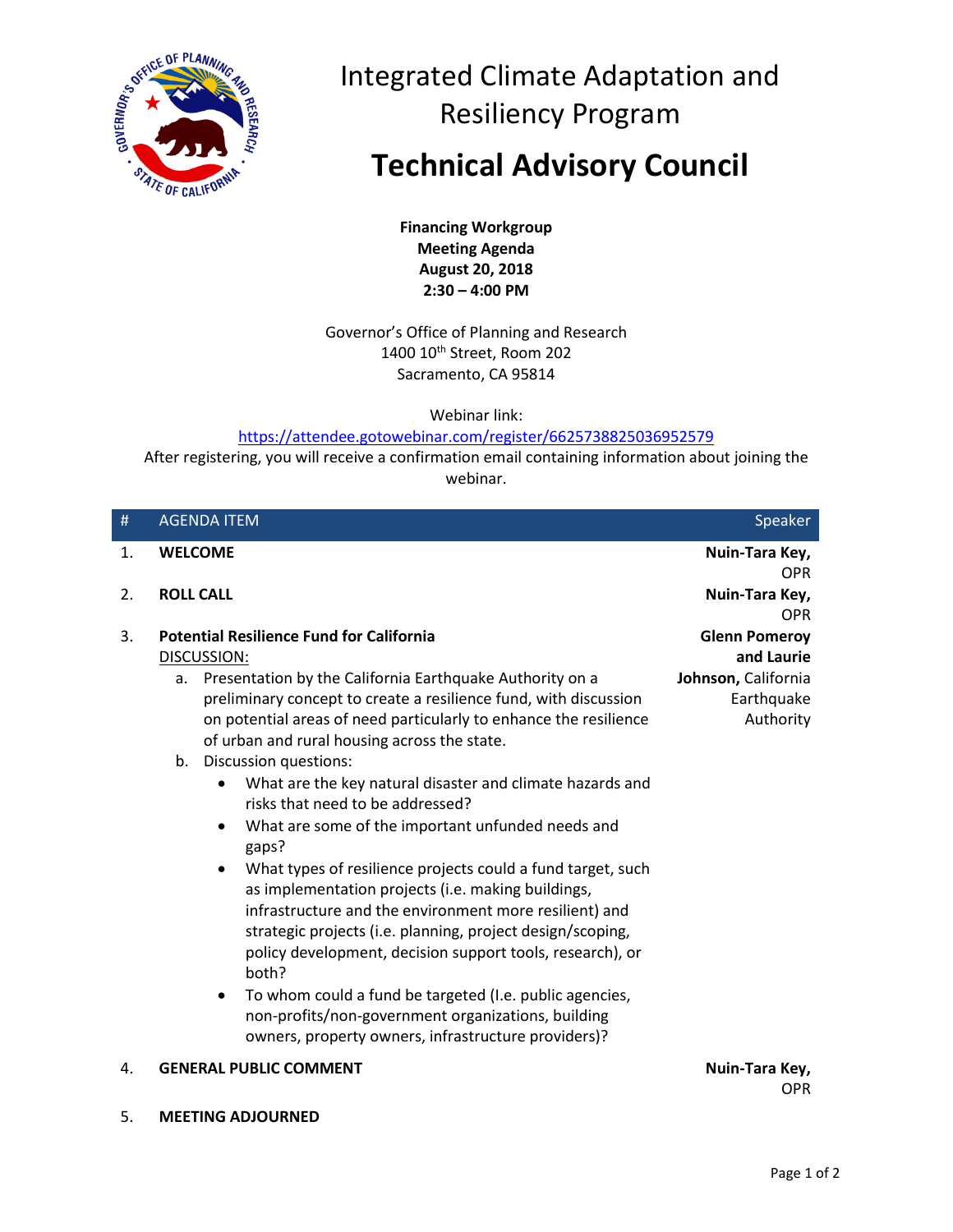# Integrated Climate Adaptation and Resiliency Program

# Technical Advisory Council

**Financing Workgroup**
**Meeting Agenda**
**August 20, 2018**
**2:30 – 4:00 PM**

Governor's Office of Planning and Research
1400 10th Street, Room 202
Sacramento, CA 95814

Webinar link:
https://attendee.gotowebinar.com/register/6625738825036952579
After registering, you will receive a confirmation email containing information about joining the webinar.

| # | AGENDA ITEM | Speaker |
|---|---|---|
| 1. | **WELCOME** | **Nuin-Tara Key,** OPR |
| 2. | **ROLL CALL** | **Nuin-Tara Key,** OPR |
| 3. | **Potential Resilience Fund for California**<br>DISCUSSION:<br>a. Presentation by the California Earthquake Authority on a preliminary concept to create a resilience fund, with discussion on potential areas of need particularly to enhance the resilience of urban and rural housing across the state.<br>b. Discussion questions:<br>• What are the key natural disaster and climate hazards and risks that need to be addressed?<br>• What are some of the important unfunded needs and gaps?<br>• What types of resilience projects could a fund target, such as implementation projects (i.e. making buildings, infrastructure and the environment more resilient) and strategic projects (i.e. planning, project design/scoping, policy development, decision support tools, research), or both?<br>• To whom could a fund be targeted (I.e. public agencies, non-profits/non-government organizations, building owners, property owners, infrastructure providers)? | **Glenn Pomeroy and Laurie Johnson,** California Earthquake Authority |
| 4. | **GENERAL PUBLIC COMMENT** | **Nuin-Tara Key,** OPR |
| 5. | **MEETING ADJOURNED** | |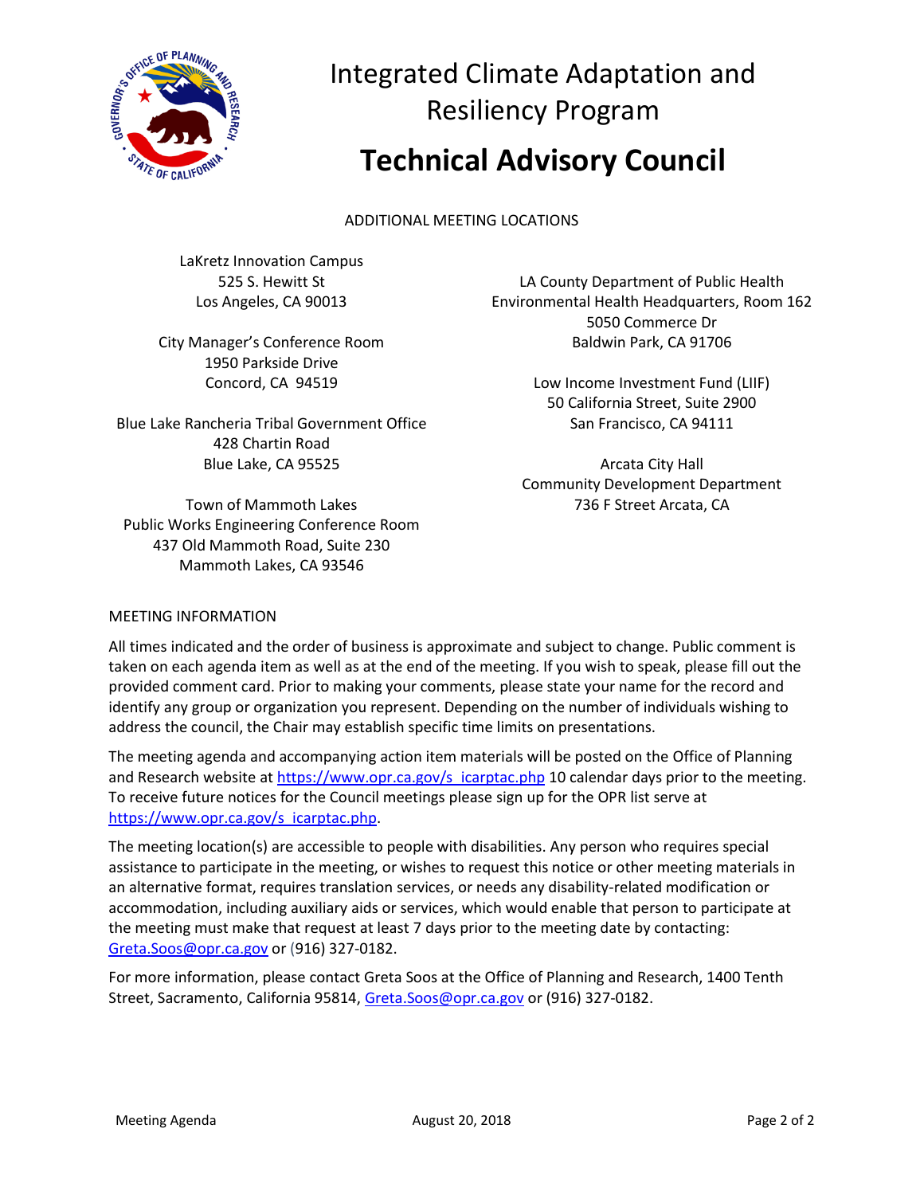# Integrated Climate Adaptation and Resiliency Program

# **Technical Advisory Council**

ADDITIONAL MEETING LOCATIONS

LaKretz Innovation Campus
525 S. Hewitt St
Los Angeles, CA 90013

City Manager's Conference Room
1950 Parkside Drive
Concord, CA 94519

Blue Lake Rancheria Tribal Government Office
428 Chartin Road
Blue Lake, CA 95525

Town of Mammoth Lakes
Public Works Engineering Conference Room
437 Old Mammoth Road, Suite 230
Mammoth Lakes, CA 93546

LA County Department of Public Health
Environmental Health Headquarters, Room 162
5050 Commerce Dr
Baldwin Park, CA 91706

Low Income Investment Fund (LIIF)
50 California Street, Suite 2900
San Francisco, CA 94111

Arcata City Hall
Community Development Department
736 F Street Arcata, CA

MEETING INFORMATION

All times indicated and the order of business is approximate and subject to change. Public comment is taken on each agenda item as well as at the end of the meeting. If you wish to speak, please fill out the provided comment card. Prior to making your comments, please state your name for the record and identify any group or organization you represent. Depending on the number of individuals wishing to address the council, the Chair may establish specific time limits on presentations.

The meeting agenda and accompanying action item materials will be posted on the Office of Planning and Research website at https://www.opr.ca.gov/s_icarptac.php 10 calendar days prior to the meeting. To receive future notices for the Council meetings please sign up for the OPR list serve at https://www.opr.ca.gov/s_icarptac.php.

The meeting location(s) are accessible to people with disabilities. Any person who requires special assistance to participate in the meeting, or wishes to request this notice or other meeting materials in an alternative format, requires translation services, or needs any disability-related modification or accommodation, including auxiliary aids or services, which would enable that person to participate at the meeting must make that request at least 7 days prior to the meeting date by contacting: Greta.Soos@opr.ca.gov or (916) 327-0182.

For more information, please contact Greta Soos at the Office of Planning and Research, 1400 Tenth Street, Sacramento, California 95814, Greta.Soos@opr.ca.gov or (916) 327-0182.